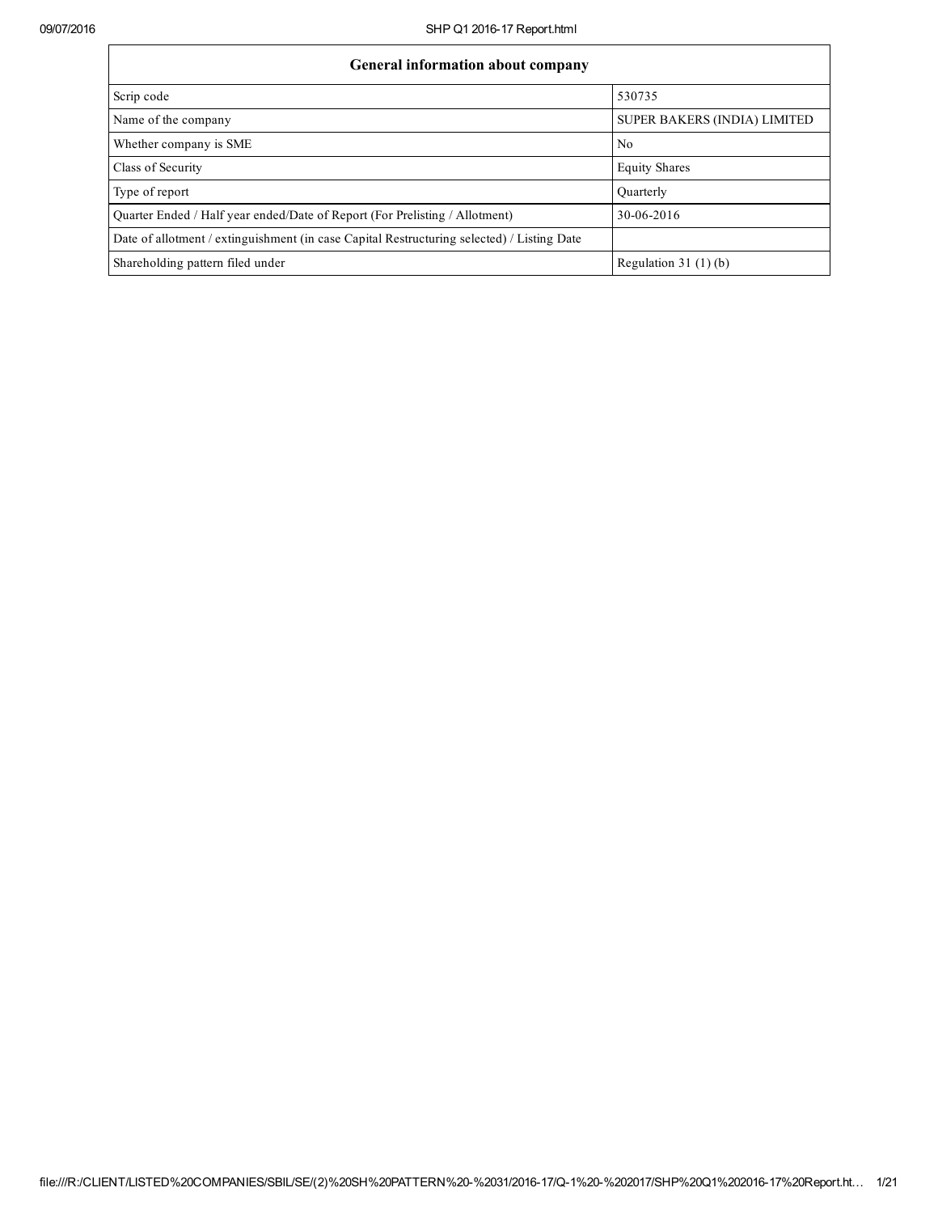| General information about company | |
|---|---|
| Scrip code | 530735 |
| Name of the company | SUPER BAKERS (INDIA) LIMITED |
| Whether company is SME | No |
| Class of Security | Equity Shares |
| Type of report | Quarterly |
| Quarter Ended / Half year ended/Date of Report (For Prelisting / Allotment) | 30-06-2016 |
| Date of allotment / extinguishment (in case Capital Restructuring selected) / Listing Date | |
| Shareholding pattern filed under | Regulation 31 (1) (b) |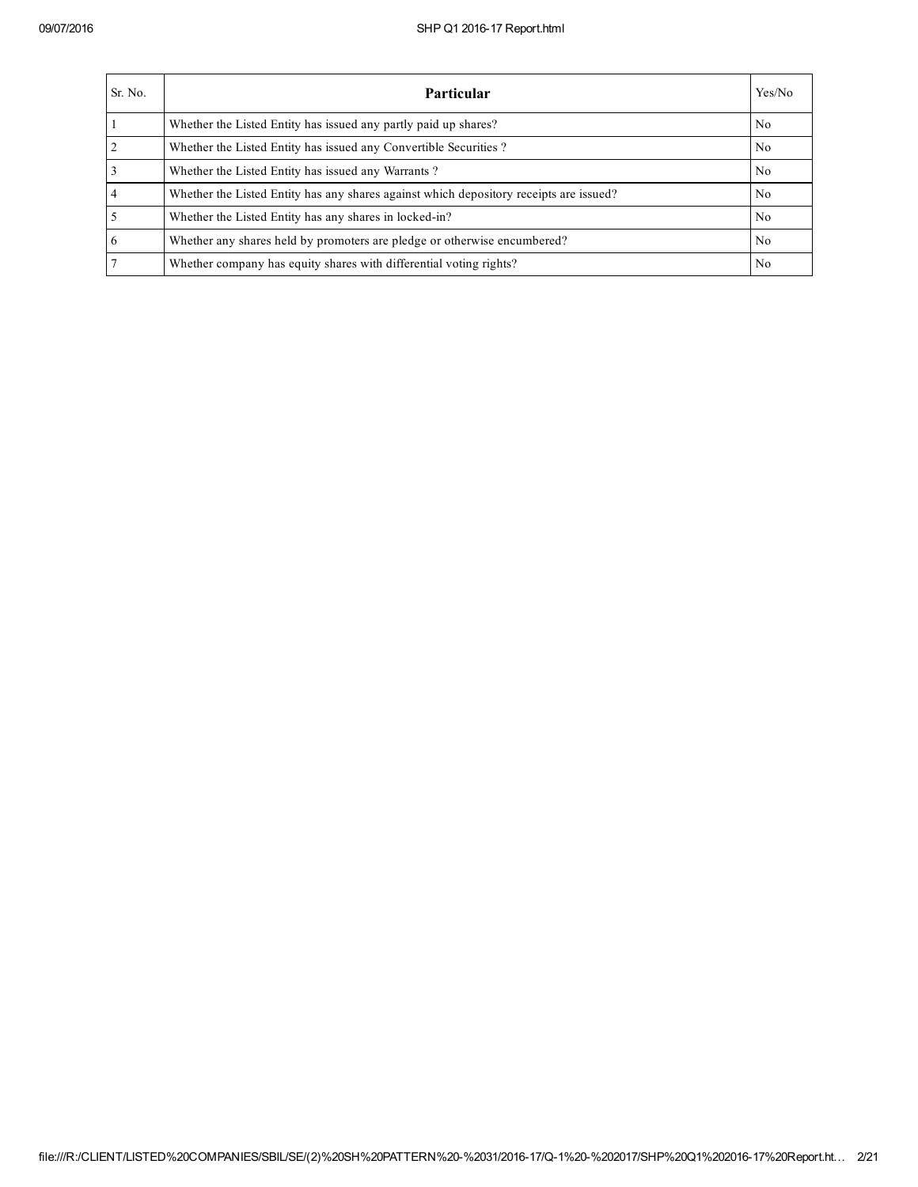| Sr. No. | Particular | Yes/No |
|---|---|---|
| 1 | Whether the Listed Entity has issued any partly paid up shares? | No |
| 2 | Whether the Listed Entity has issued any Convertible Securities ? | No |
| 3 | Whether the Listed Entity has issued any Warrants ? | No |
| 4 | Whether the Listed Entity has any shares against which depository receipts are issued? | No |
| 5 | Whether the Listed Entity has any shares in locked-in? | No |
| 6 | Whether any shares held by promoters are pledge or otherwise encumbered? | No |
| 7 | Whether company has equity shares with differential voting rights? | No |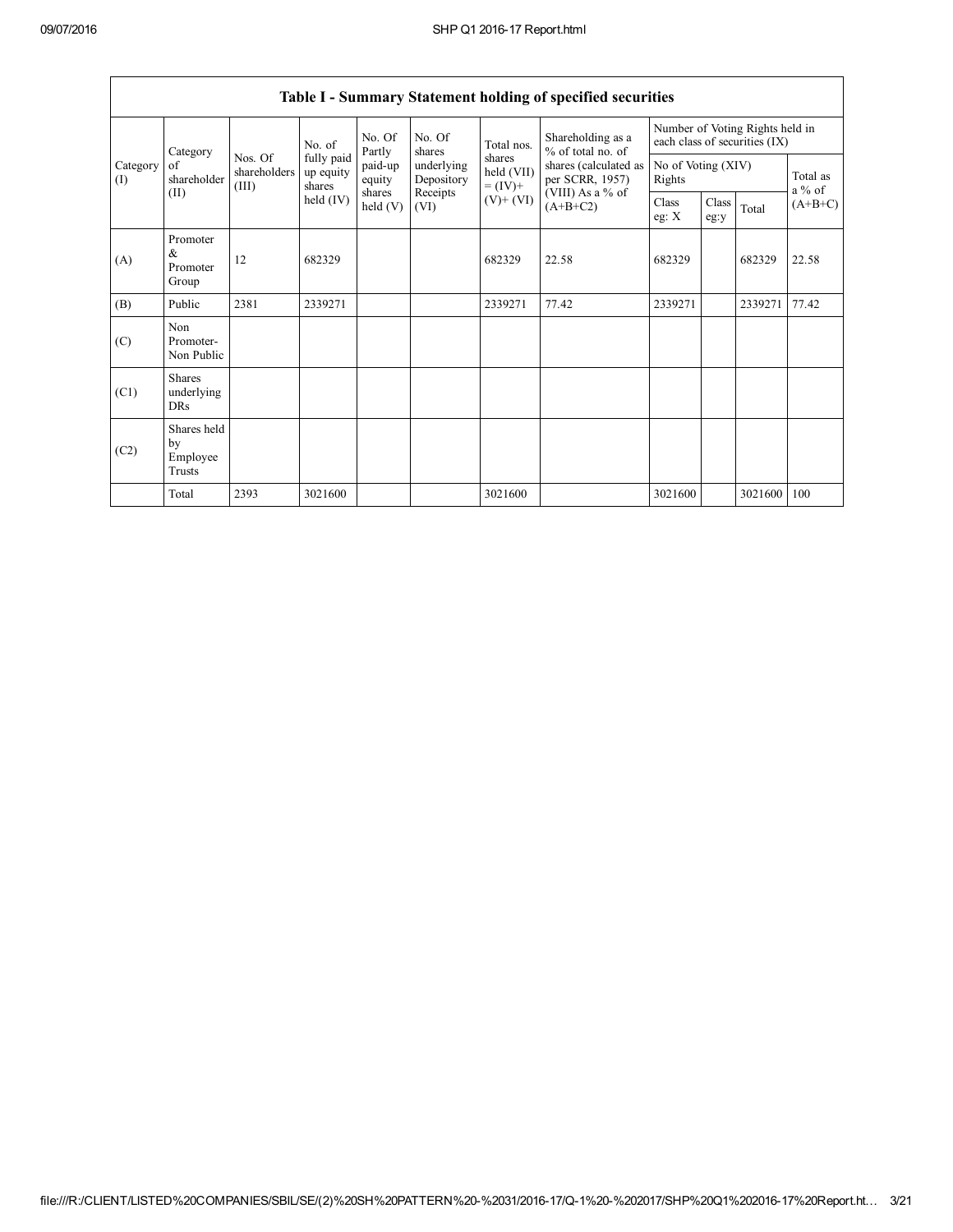## Table I - Summary Statement holding of specified securities

| Category (I) | Category of shareholder (II) | Nos. Of shareholders (III) | No. of fully paid up equity shares held (IV) | No. Of Partly paid-up equity shares held (V) | No. Of shares underlying Depository Receipts (VI) | Total nos. shares held (VII) = (IV)+ (V)+ (VI) | Shareholding as a % of total no. of shares (calculated as per SCRR, 1957) (VIII) As a % of (A+B+C2) | Number of Voting Rights held in each class of securities (IX) | | | |
|---|---|---|---|---|---|---|---|---|---|---|---|
| | | | | | | | | No of Voting (XIV) Rights | | | Total as a % of (A+B+C) |
| | | | | | | | | Class eg: X | Class eg:y | Total | |
| (A) | Promoter & Promoter Group | 12 | 682329 | | | 682329 | 22.58 | 682329 | | 682329 | 22.58 |
| (B) | Public | 2381 | 2339271 | | | 2339271 | 77.42 | 2339271 | | 2339271 | 77.42 |
| (C) | Non Promoter- Non Public | | | | | | | | | | |
| (C1) | Shares underlying DRs | | | | | | | | | | |
| (C2) | Shares held by Employee Trusts | | | | | | | | | | |
| | Total | 2393 | 3021600 | | | 3021600 | | 3021600 | | 3021600 | 100 |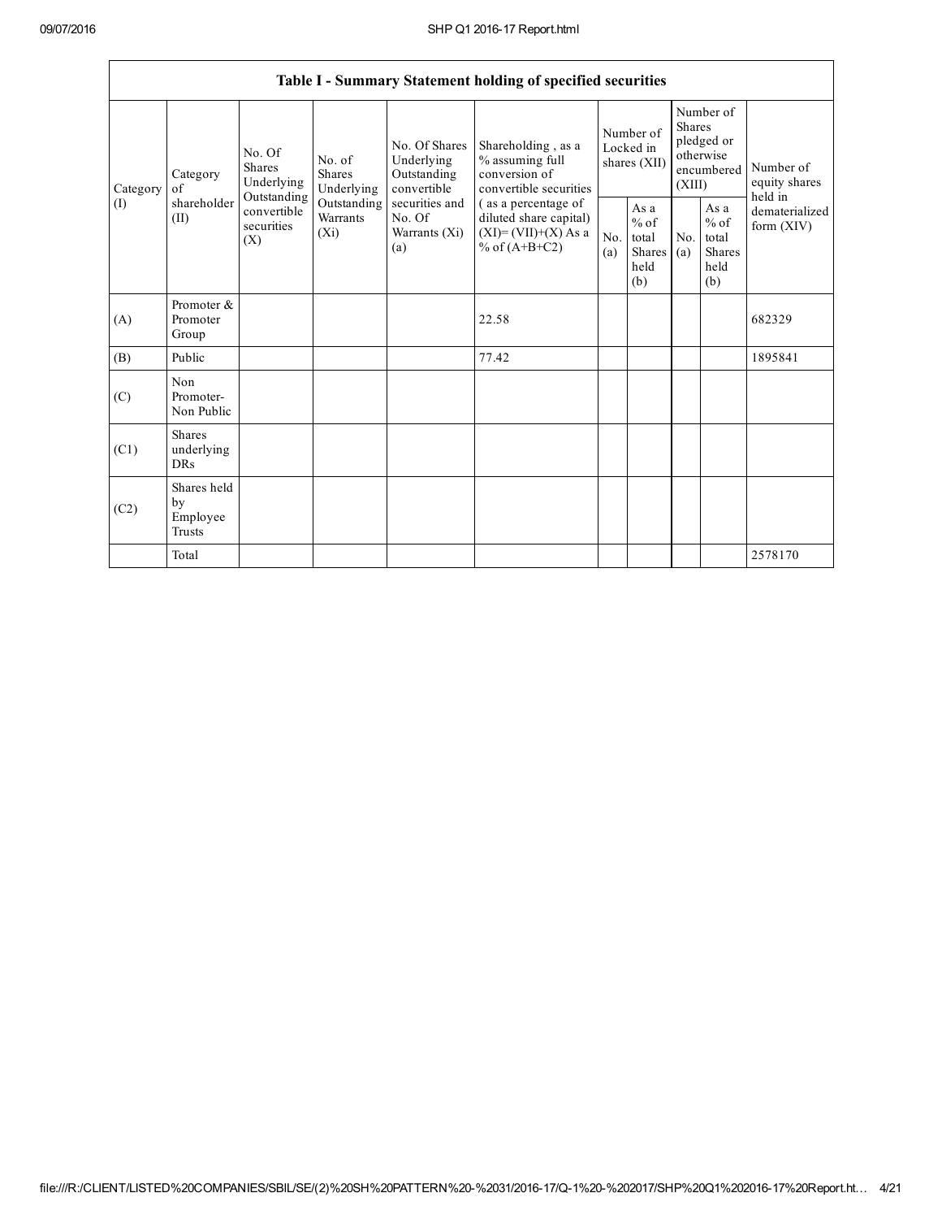# Table I - Summary Statement holding of specified securities

| Category (I) | Category of shareholder (II) | No. Of Shares Underlying Outstanding convertible securities (X) | No. of Shares Underlying Outstanding Warrants (Xi) | No. Of Shares Underlying Outstanding convertible securities and No. Of Warrants (Xi) (a) | Shareholding , as a % assuming full conversion of convertible securities ( as a percentage of diluted share capital) (XI)= (VII)+(X) As a % of (A+B+C2) | Number of Locked in shares (XII) | | Number of Shares pledged or otherwise encumbered (XIII) | | Number of equity shares held in dematerialized form (XIV) |
|---|---|---|---|---|---|---|---|---|---|---|
| | | | | | | No. (a) | As a % of total Shares held (b) | No. (a) | As a % of total Shares held (b) | |
| (A) | Promoter & Promoter Group | | | | 22.58 | | | | | 682329 |
| (B) | Public | | | | 77.42 | | | | | 1895841 |
| (C) | Non Promoter- Non Public | | | | | | | | | |
| (C1) | Shares underlying DRs | | | | | | | | | |
| (C2) | Shares held by Employee Trusts | | | | | | | | | |
| | Total | | | | | | | | | 2578170 |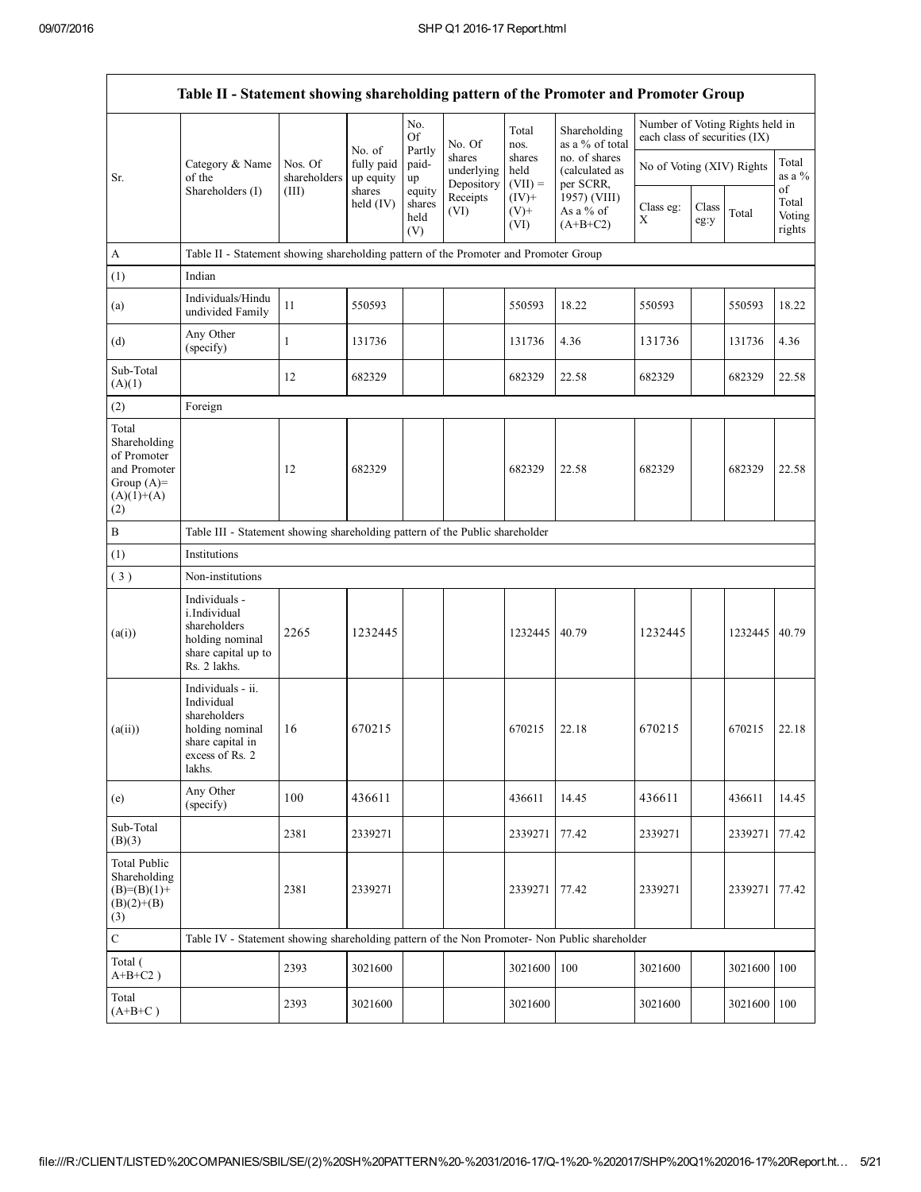| Table II - Statement showing shareholding pattern of the Promoter and Promoter Group | | | | | | | | | | | |
|---|---|---|---|---|---|---|---|---|---|---|---|
| Sr. | Category & Name of the Shareholders (I) | Nos. Of shareholders (III) | No. of fully paid up equity shares held (IV) | No. Of Partly paid-up equity shares held (V) | No. Of shares underlying Depository Receipts (VI) | Total nos. shares held (VII) = (IV)+ (V)+ (VI) | Shareholding as a % of total no. of shares (calculated as per SCRR, 1957) (VIII) As a % of (A+B+C2) | Number of Voting Rights held in each class of securities (IX) | | | |
| | | | | | | | | No of Voting (XIV) Rights | | | Total as a % of Total Voting rights |
| | | | | | | | | Class eg: X | Class eg:y | Total | |
| A | Table II - Statement showing shareholding pattern of the Promoter and Promoter Group | | | | | | | | | | |
| (1) | Indian | | | | | | | | | | |
| (a) | Individuals/Hindu undivided Family | 11 | 550593 | | | 550593 | 18.22 | 550593 | | 550593 | 18.22 |
| (d) | Any Other (specify) | 1 | 131736 | | | 131736 | 4.36 | 131736 | | 131736 | 4.36 |
| Sub-Total (A)(1) | | 12 | 682329 | | | 682329 | 22.58 | 682329 | | 682329 | 22.58 |
| (2) | Foreign | | | | | | | | | | |
| Total Shareholding of Promoter and Promoter Group (A)= (A)(1)+(A)(2) | | 12 | 682329 | | | 682329 | 22.58 | 682329 | | 682329 | 22.58 |
| B | Table III - Statement showing shareholding pattern of the Public shareholder | | | | | | | | | | |
| (1) | Institutions | | | | | | | | | | |
| (3) | Non-institutions | | | | | | | | | | |
| (a(i)) | Individuals - i.Individual shareholders holding nominal share capital up to Rs. 2 lakhs. | 2265 | 1232445 | | | 1232445 | 40.79 | 1232445 | | 1232445 | 40.79 |
| (a(ii)) | Individuals - ii. Individual shareholders holding nominal share capital in excess of Rs. 2 lakhs. | 16 | 670215 | | | 670215 | 22.18 | 670215 | | 670215 | 22.18 |
| (e) | Any Other (specify) | 100 | 436611 | | | 436611 | 14.45 | 436611 | | 436611 | 14.45 |
| Sub-Total (B)(3) | | 2381 | 2339271 | | | 2339271 | 77.42 | 2339271 | | 2339271 | 77.42 |
| Total Public Shareholding (B)=(B)(1)+(B)(2)+(B)(3) | | 2381 | 2339271 | | | 2339271 | 77.42 | 2339271 | | 2339271 | 77.42 |
| C | Table IV - Statement showing shareholding pattern of the Non Promoter- Non Public shareholder | | | | | | | | | | |
| Total ( A+B+C2 ) | | 2393 | 3021600 | | | 3021600 | 100 | 3021600 | | 3021600 | 100 |
| Total (A+B+C ) | | 2393 | 3021600 | | | 3021600 | | 3021600 | | 3021600 | 100 |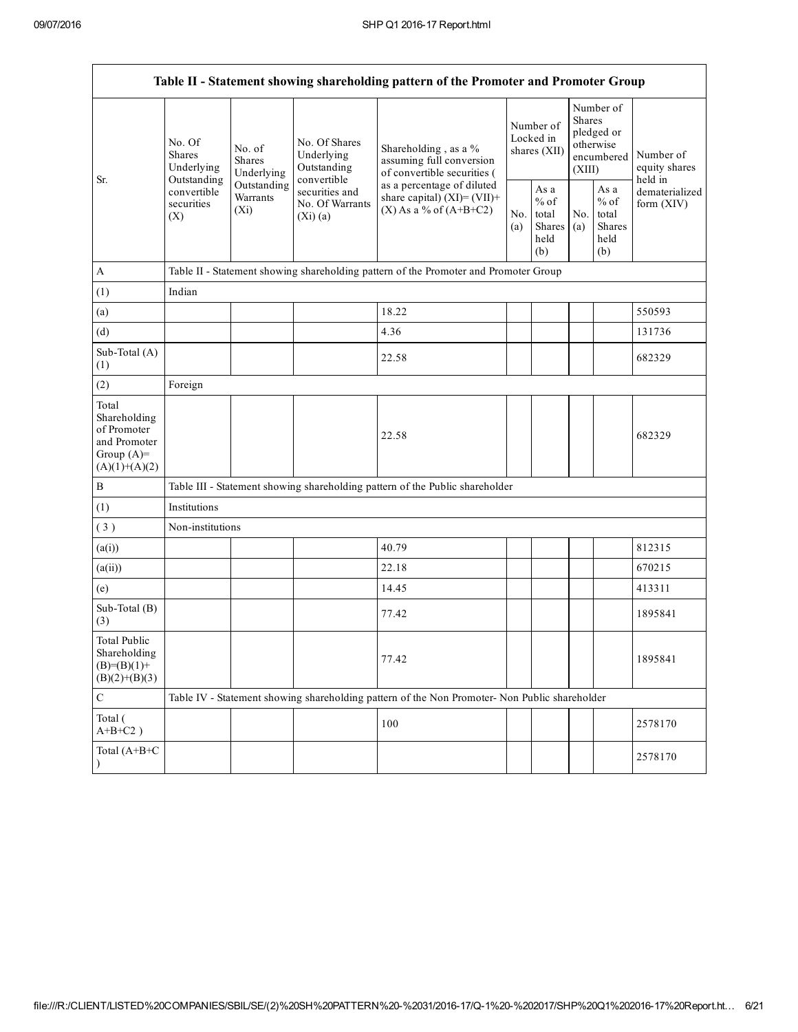| Table II - Statement showing shareholding pattern of the Promoter and Promoter Group | | | | | | | | | |
|---|---|---|---|---|---|---|---|---|---|
| Sr. | No. Of Shares Underlying Outstanding convertible securities (X) | No. of Shares Underlying Outstanding Warrants (Xi) | No. Of Shares Underlying Outstanding convertible securities and No. Of Warrants (Xi) (a) | Shareholding , as a % assuming full conversion of convertible securities ( as a percentage of diluted share capital) (XI)= (VII)+(X) As a % of (A+B+C2) | Number of Locked in shares (XII) | | Number of Shares pledged or otherwise encumbered (XIII) | | Number of equity shares held in dematerialized form (XIV) |
| | | | | | No. (a) | As a % of total Shares held (b) | No. (a) | As a % of total Shares held (b) | |
| A | Table II - Statement showing shareholding pattern of the Promoter and Promoter Group | | | | | | | | |
| (1) | Indian | | | | | | | | |
| (a) | | | | 18.22 | | | | | 550593 |
| (d) | | | | 4.36 | | | | | 131736 |
| Sub-Total (A)(1) | | | | 22.58 | | | | | 682329 |
| (2) | Foreign | | | | | | | | |
| Total Shareholding of Promoter and Promoter Group (A)=(A)(1)+(A)(2) | | | | 22.58 | | | | | 682329 |
| B | Table III - Statement showing shareholding pattern of the Public shareholder | | | | | | | | |
| (1) | Institutions | | | | | | | | |
| ( 3 ) | Non-institutions | | | | | | | | |
| (a(i)) | | | | 40.79 | | | | | 812315 |
| (a(ii)) | | | | 22.18 | | | | | 670215 |
| (e) | | | | 14.45 | | | | | 413311 |
| Sub-Total (B)(3) | | | | 77.42 | | | | | 1895841 |
| Total Public Shareholding (B)=(B)(1)+(B)(2)+(B)(3) | | | | 77.42 | | | | | 1895841 |
| C | Table IV - Statement showing shareholding pattern of the Non Promoter- Non Public shareholder | | | | | | | | |
| Total ( A+B+C2 ) | | | | 100 | | | | | 2578170 |
| Total (A+B+C ) | | | | | | | | | 2578170 |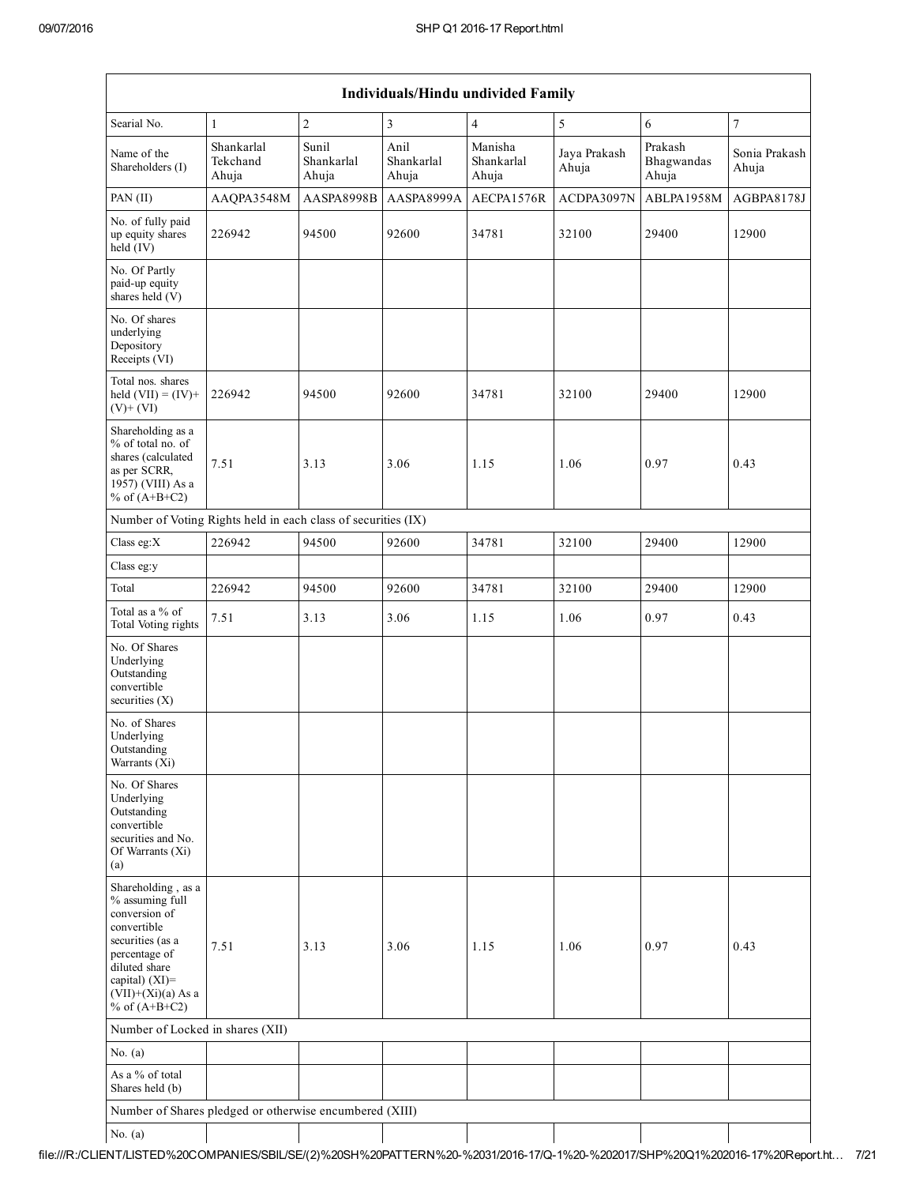| Individuals/Hindu undivided Family | | | | | | | |
|---|---|---|---|---|---|---|---|
| Searial No. | 1 | 2 | 3 | 4 | 5 | 6 | 7 |
| Name of the Shareholders (I) | Shankarlal Tekchand Ahuja | Sunil Shankarlal Ahuja | Anil Shankarlal Ahuja | Manisha Shankarlal Ahuja | Jaya Prakash Ahuja | Prakash Bhagwandas Ahuja | Sonia Prakash Ahuja |
| PAN (II) | AAQPA3548M | AASPA8998B | AASPA8999A | AECPA1576R | ACDPA3097N | ABLPA1958M | AGBPA8178J |
| No. of fully paid up equity shares held (IV) | 226942 | 94500 | 92600 | 34781 | 32100 | 29400 | 12900 |
| No. Of Partly paid-up equity shares held (V) | | | | | | | |
| No. Of shares underlying Depository Receipts (VI) | | | | | | | |
| Total nos. shares held (VII) = (IV)+ (V)+ (VI) | 226942 | 94500 | 92600 | 34781 | 32100 | 29400 | 12900 |
| Shareholding as a % of total no. of shares (calculated as per SCRR, 1957) (VIII) As a % of (A+B+C2) | 7.51 | 3.13 | 3.06 | 1.15 | 1.06 | 0.97 | 0.43 |
| Number of Voting Rights held in each class of securities (IX) | | | | | | | |
| Class eg:X | 226942 | 94500 | 92600 | 34781 | 32100 | 29400 | 12900 |
| Class eg:y | | | | | | | |
| Total | 226942 | 94500 | 92600 | 34781 | 32100 | 29400 | 12900 |
| Total as a % of Total Voting rights | 7.51 | 3.13 | 3.06 | 1.15 | 1.06 | 0.97 | 0.43 |
| No. Of Shares Underlying Outstanding convertible securities (X) | | | | | | | |
| No. of Shares Underlying Outstanding Warrants (Xi) | | | | | | | |
| No. Of Shares Underlying Outstanding convertible securities and No. Of Warrants (Xi) (a) | | | | | | | |
| Shareholding , as a % assuming full conversion of convertible securities (as a percentage of diluted share capital) (XI)= (VII)+(Xi)(a) As a % of (A+B+C2) | 7.51 | 3.13 | 3.06 | 1.15 | 1.06 | 0.97 | 0.43 |
| Number of Locked in shares (XII) | | | | | | | |
| No. (a) | | | | | | | |
| As a % of total Shares held (b) | | | | | | | |
| Number of Shares pledged or otherwise encumbered (XIII) | | | | | | | |
| No. (a) | | | | | | | |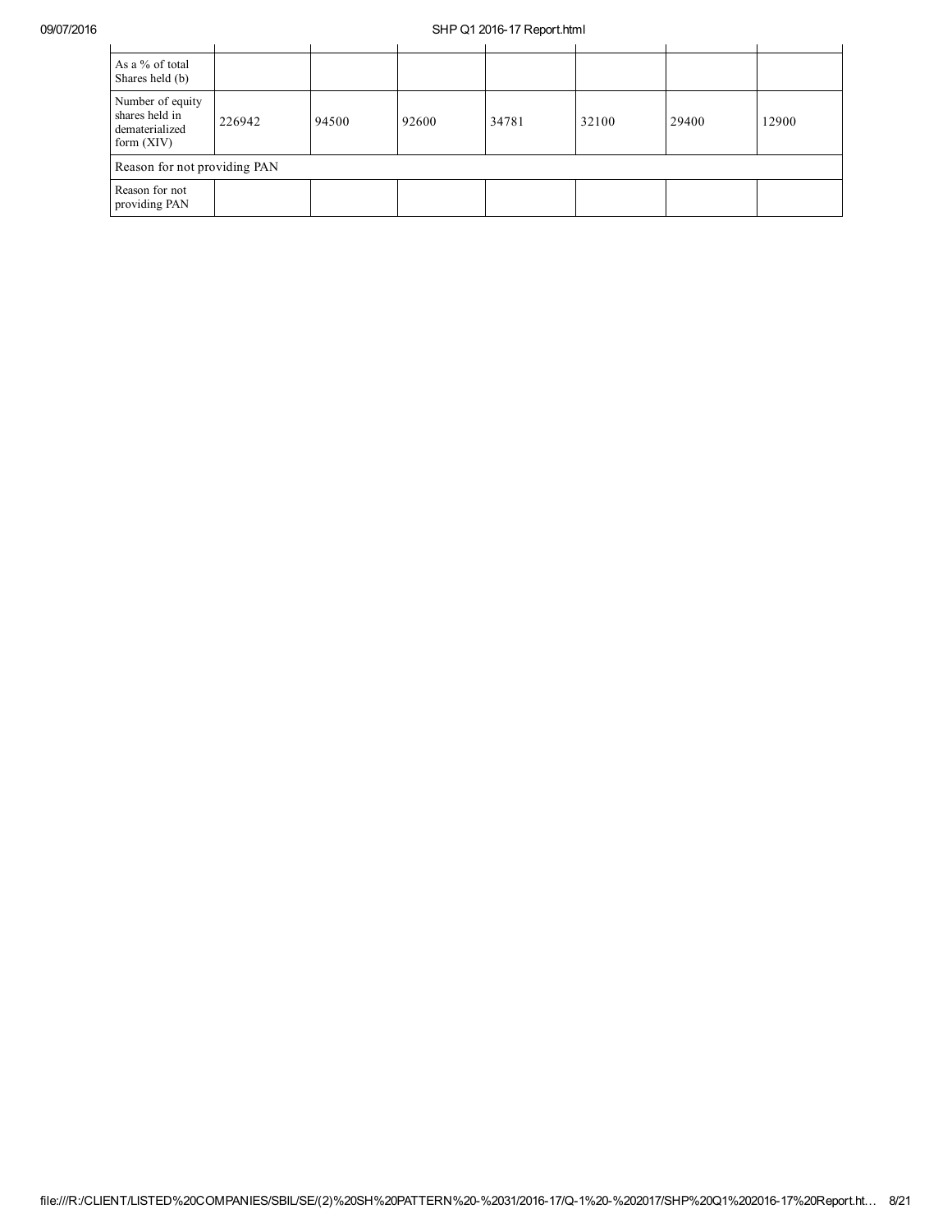| | | | | | | | |
|---|---|---|---|---|---|---|---|
| As a % of total Shares held (b) | | | | | | | |
| Number of equity shares held in dematerialized form (XIV) | 226942 | 94500 | 92600 | 34781 | 32100 | 29400 | 12900 |
| Reason for not providing PAN | | | | | | | |
| Reason for not providing PAN | | | | | | | |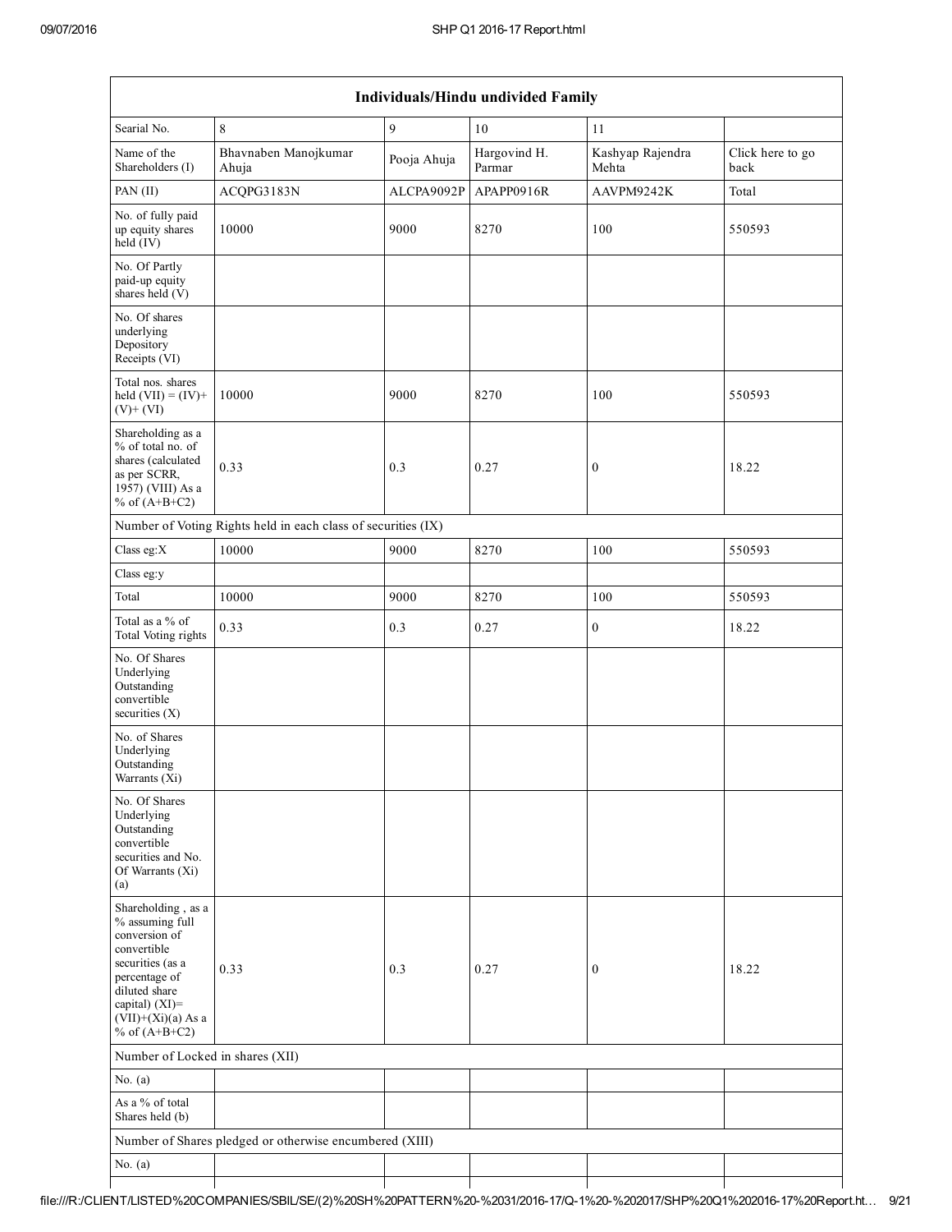| Individuals/Hindu undivided Family | | | | | |
|---|---|---|---|---|---|
| Searial No. | 8 | 9 | 10 | 11 | |
| Name of the Shareholders (I) | Bhavnaben Manojkumar Ahuja | Pooja Ahuja | Hargovind H. Parmar | Kashyap Rajendra Mehta | Click here to go back |
| PAN (II) | ACQPG3183N | ALCPA9092P | APAPP0916R | AAVPM9242K | Total |
| No. of fully paid up equity shares held (IV) | 10000 | 9000 | 8270 | 100 | 550593 |
| No. Of Partly paid-up equity shares held (V) | | | | | |
| No. Of shares underlying Depository Receipts (VI) | | | | | |
| Total nos. shares held (VII) = (IV)+ (V)+ (VI) | 10000 | 9000 | 8270 | 100 | 550593 |
| Shareholding as a % of total no. of shares (calculated as per SCRR, 1957) (VIII) As a % of (A+B+C2) | 0.33 | 0.3 | 0.27 | 0 | 18.22 |
| Number of Voting Rights held in each class of securities (IX) | | | | | |
| Class eg:X | 10000 | 9000 | 8270 | 100 | 550593 |
| Class eg:y | | | | | |
| Total | 10000 | 9000 | 8270 | 100 | 550593 |
| Total as a % of Total Voting rights | 0.33 | 0.3 | 0.27 | 0 | 18.22 |
| No. Of Shares Underlying Outstanding convertible securities (X) | | | | | |
| No. of Shares Underlying Outstanding Warrants (Xi) | | | | | |
| No. Of Shares Underlying Outstanding convertible securities and No. Of Warrants (Xi) (a) | | | | | |
| Shareholding , as a % assuming full conversion of convertible securities (as a percentage of diluted share capital) (XI)= (VII)+(Xi)(a) As a % of (A+B+C2) | 0.33 | 0.3 | 0.27 | 0 | 18.22 |
| Number of Locked in shares (XII) | | | | | |
| No. (a) | | | | | |
| As a % of total Shares held (b) | | | | | |
| Number of Shares pledged or otherwise encumbered (XIII) | | | | | |
| No. (a) | | | | | |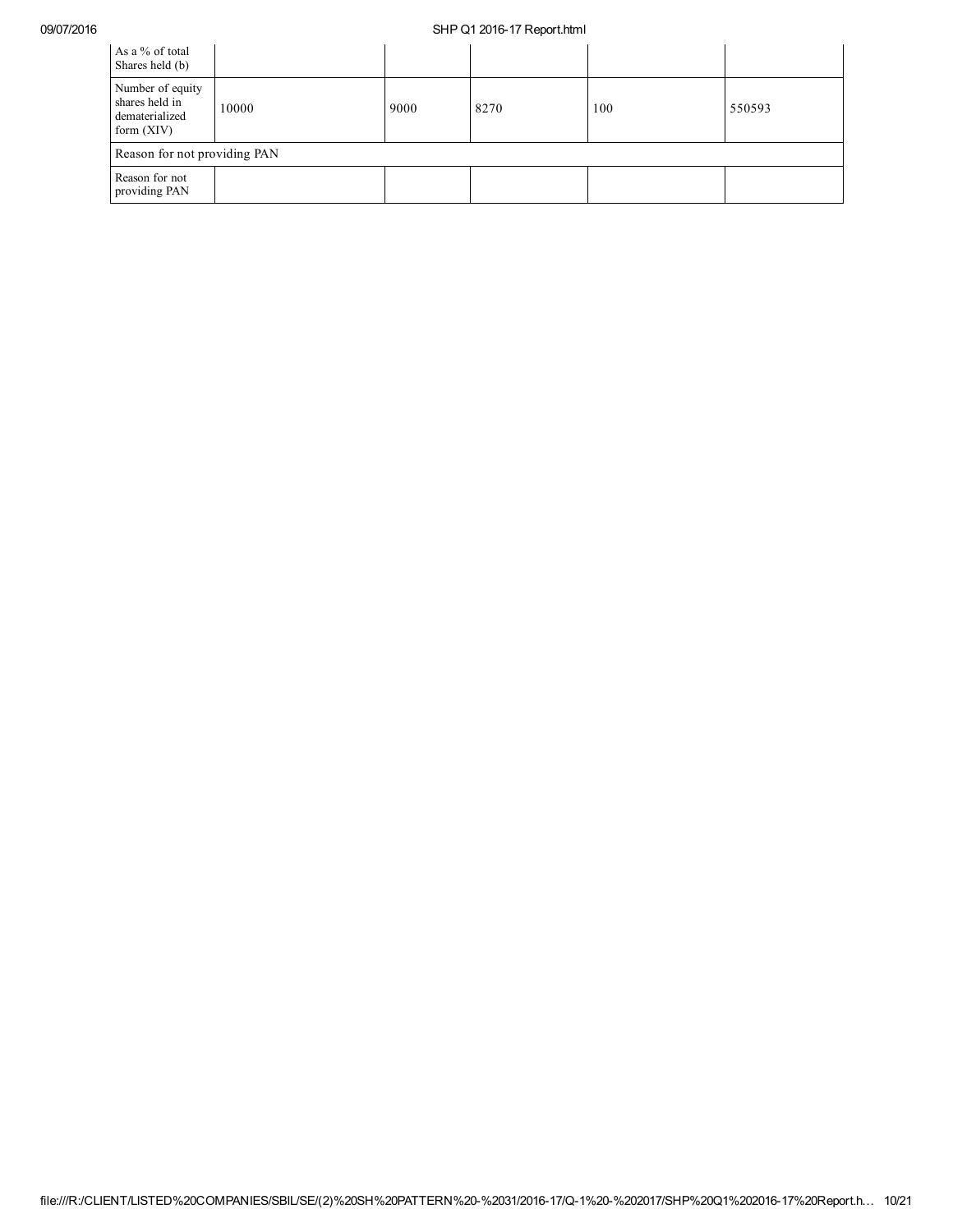| As a % of total Shares held (b) | | | | | |
|---|---|---|---|---|---|
| Number of equity shares held in dematerialized form (XIV) | 10000 | 9000 | 8270 | 100 | 550593 |
| Reason for not providing PAN | | | | | |
| Reason for not providing PAN | | | | | |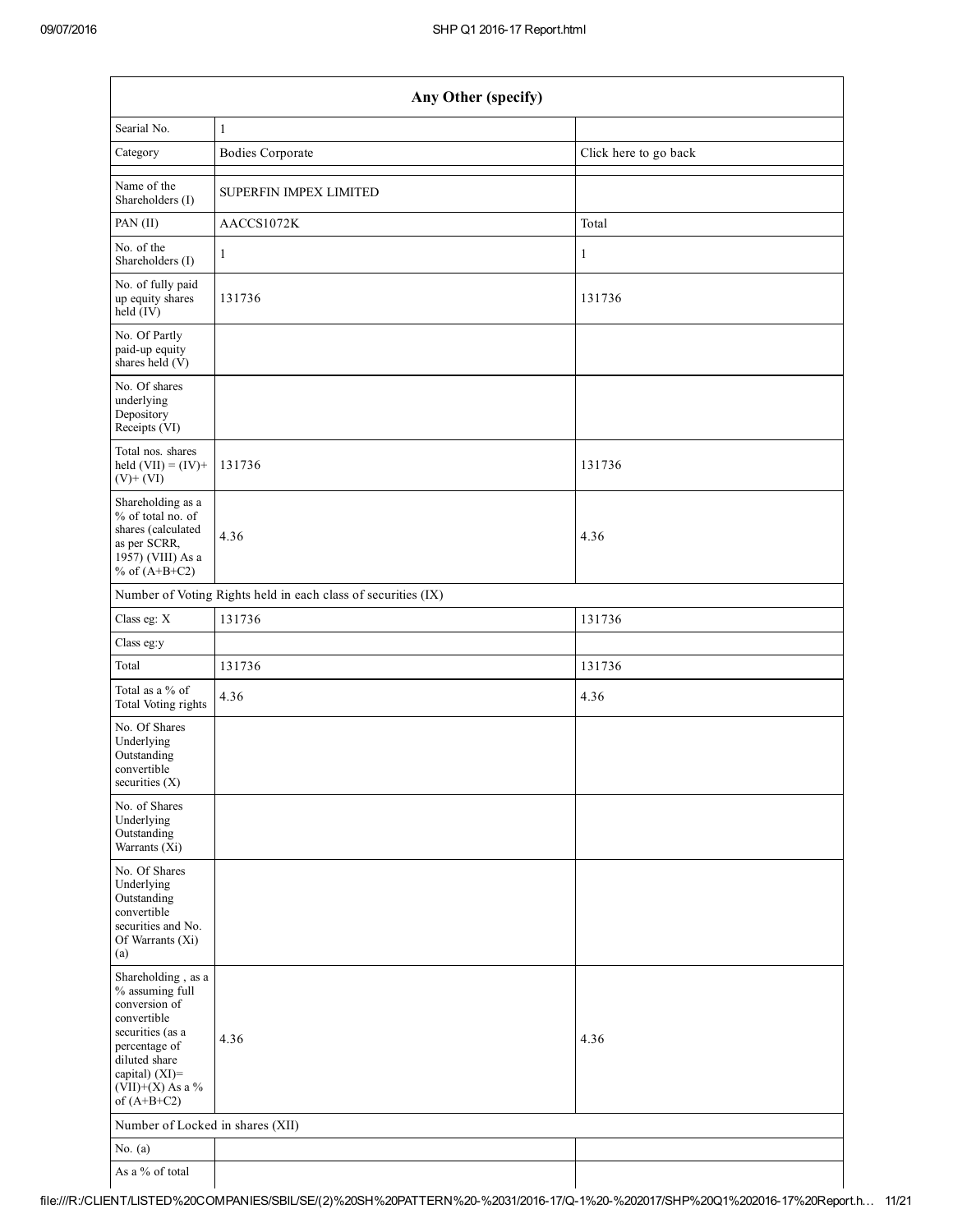| Any Other (specify) | | |
|---|---|---|
| Searial No. | 1 | |
| Category | Bodies Corporate | Click here to go back |
| Name of the Shareholders (I) | SUPERFIN IMPEX LIMITED | |
| PAN (II) | AACCS1072K | Total |
| No. of the Shareholders (I) | 1 | 1 |
| No. of fully paid up equity shares held (IV) | 131736 | 131736 |
| No. Of Partly paid-up equity shares held (V) | | |
| No. Of shares underlying Depository Receipts (VI) | | |
| Total nos. shares held (VII) = (IV)+ (V)+ (VI) | 131736 | 131736 |
| Shareholding as a % of total no. of shares (calculated as per SCRR, 1957) (VIII) As a % of (A+B+C2) | 4.36 | 4.36 |
| Number of Voting Rights held in each class of securities (IX) | | |
| Class eg: X | 131736 | 131736 |
| Class eg:y | | |
| Total | 131736 | 131736 |
| Total as a % of Total Voting rights | 4.36 | 4.36 |
| No. Of Shares Underlying Outstanding convertible securities (X) | | |
| No. of Shares Underlying Outstanding Warrants (Xi) | | |
| No. Of Shares Underlying Outstanding convertible securities and No. Of Warrants (Xi) (a) | | |
| Shareholding , as a % assuming full conversion of convertible securities (as a percentage of diluted share capital) (XI)= (VII)+(X) As a % of (A+B+C2) | 4.36 | 4.36 |
| Number of Locked in shares (XII) | | |
| No. (a) | | |
| As a % of total | | |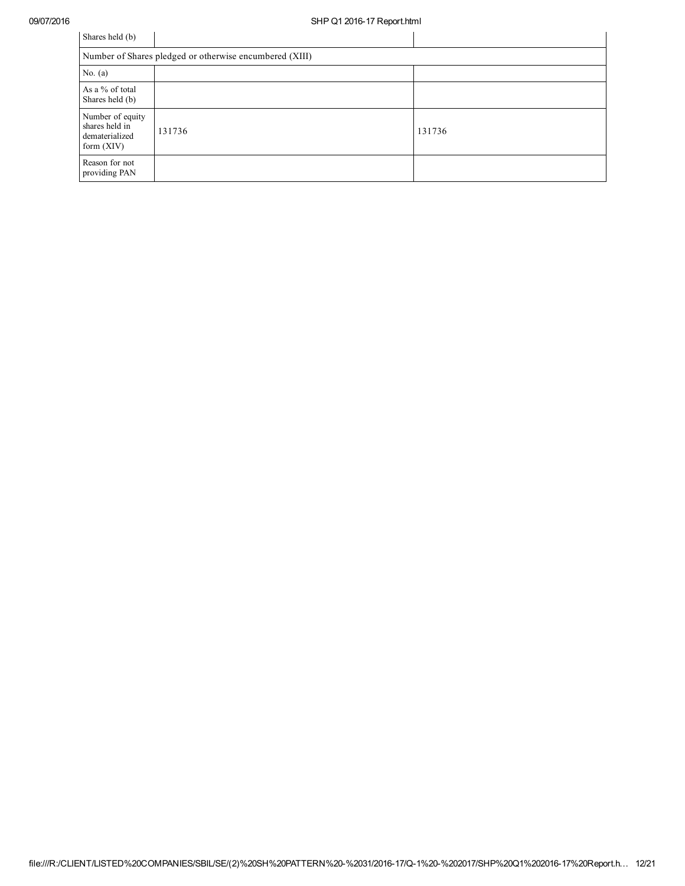| Shares held (b) | | |
|---|---|---|
| Number of Shares pledged or otherwise encumbered (XIII) | | |
| No. (a) | | |
| As a % of total Shares held (b) | | |
| Number of equity shares held in dematerialized form (XIV) | 131736 | 131736 |
| Reason for not providing PAN | | |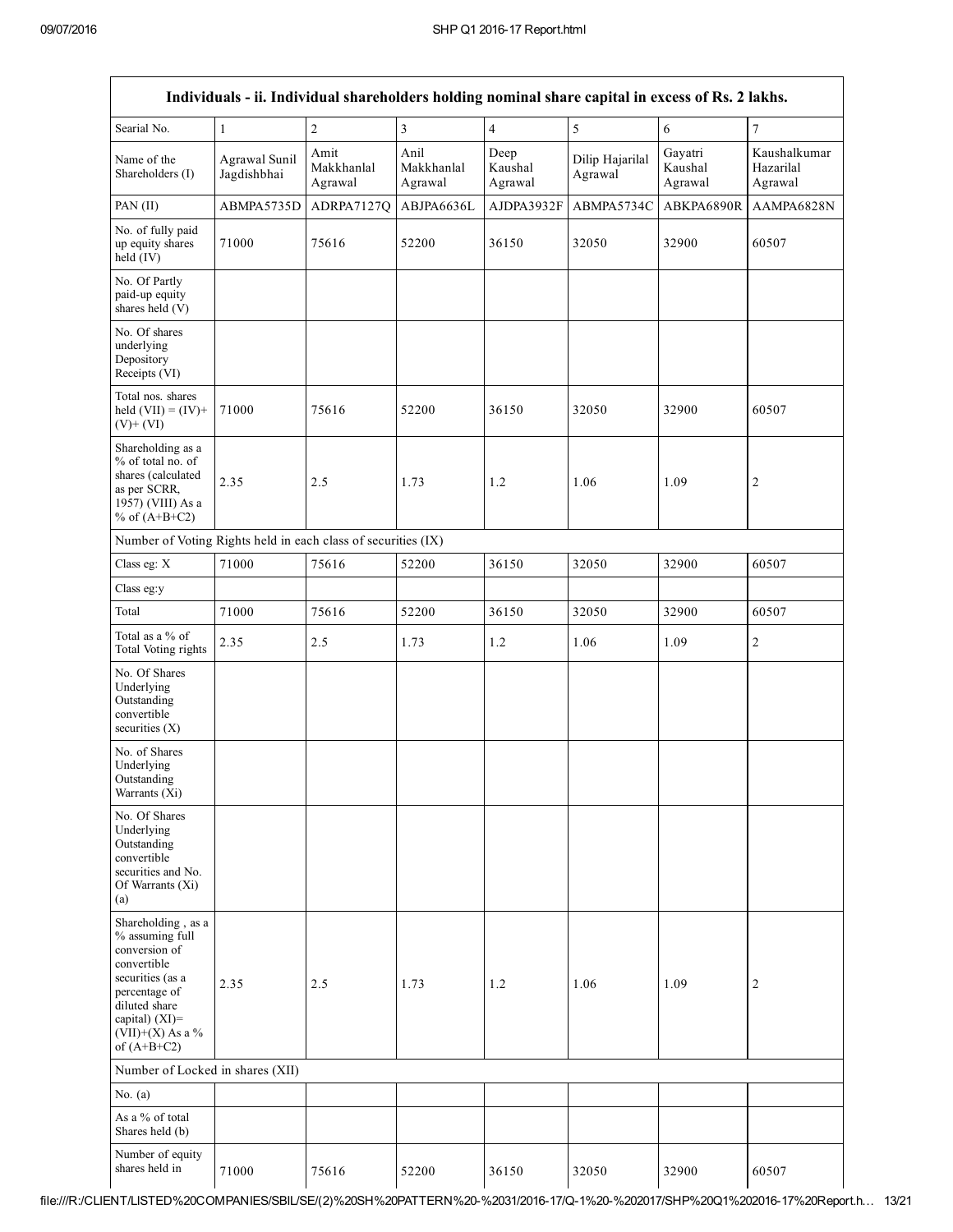| Individuals - ii. Individual shareholders holding nominal share capital in excess of Rs. 2 lakhs. | | | | | | | |
|---|---|---|---|---|---|---|---|
| Searial No. | 1 | 2 | 3 | 4 | 5 | 6 | 7 |
| Name of the Shareholders (I) | Agrawal Sunil Jagdishbhai | Amit Makkhanlal Agrawal | Anil Makkhanlal Agrawal | Deep Kaushal Agrawal | Dilip Hajarilal Agrawal | Gayatri Kaushal Agrawal | Kaushalkumar Hazarilal Agrawal |
| PAN (II) | ABMPA5735D | ADRPA7127Q | ABJPA6636L | AJDPA3932F | ABMPA5734C | ABKPA6890R | AAMPA6828N |
| No. of fully paid up equity shares held (IV) | 71000 | 75616 | 52200 | 36150 | 32050 | 32900 | 60507 |
| No. Of Partly paid-up equity shares held (V) | | | | | | | |
| No. Of shares underlying Depository Receipts (VI) | | | | | | | |
| Total nos. shares held (VII) = (IV)+ (V)+ (VI) | 71000 | 75616 | 52200 | 36150 | 32050 | 32900 | 60507 |
| Shareholding as a % of total no. of shares (calculated as per SCRR, 1957) (VIII) As a % of (A+B+C2) | 2.35 | 2.5 | 1.73 | 1.2 | 1.06 | 1.09 | 2 |
| Number of Voting Rights held in each class of securities (IX) | | | | | | | |
| Class eg: X | 71000 | 75616 | 52200 | 36150 | 32050 | 32900 | 60507 |
| Class eg:y | | | | | | | |
| Total | 71000 | 75616 | 52200 | 36150 | 32050 | 32900 | 60507 |
| Total as a % of Total Voting rights | 2.35 | 2.5 | 1.73 | 1.2 | 1.06 | 1.09 | 2 |
| No. Of Shares Underlying Outstanding convertible securities (X) | | | | | | | |
| No. of Shares Underlying Outstanding Warrants (Xi) | | | | | | | |
| No. Of Shares Underlying Outstanding convertible securities and No. Of Warrants (Xi) (a) | | | | | | | |
| Shareholding , as a % assuming full conversion of convertible securities (as a percentage of diluted share capital) (XI)= (VII)+(X) As a % of (A+B+C2) | 2.35 | 2.5 | 1.73 | 1.2 | 1.06 | 1.09 | 2 |
| Number of Locked in shares (XII) | | | | | | | |
| No. (a) | | | | | | | |
| As a % of total Shares held (b) | | | | | | | |
| Number of equity shares held in | 71000 | 75616 | 52200 | 36150 | 32050 | 32900 | 60507 |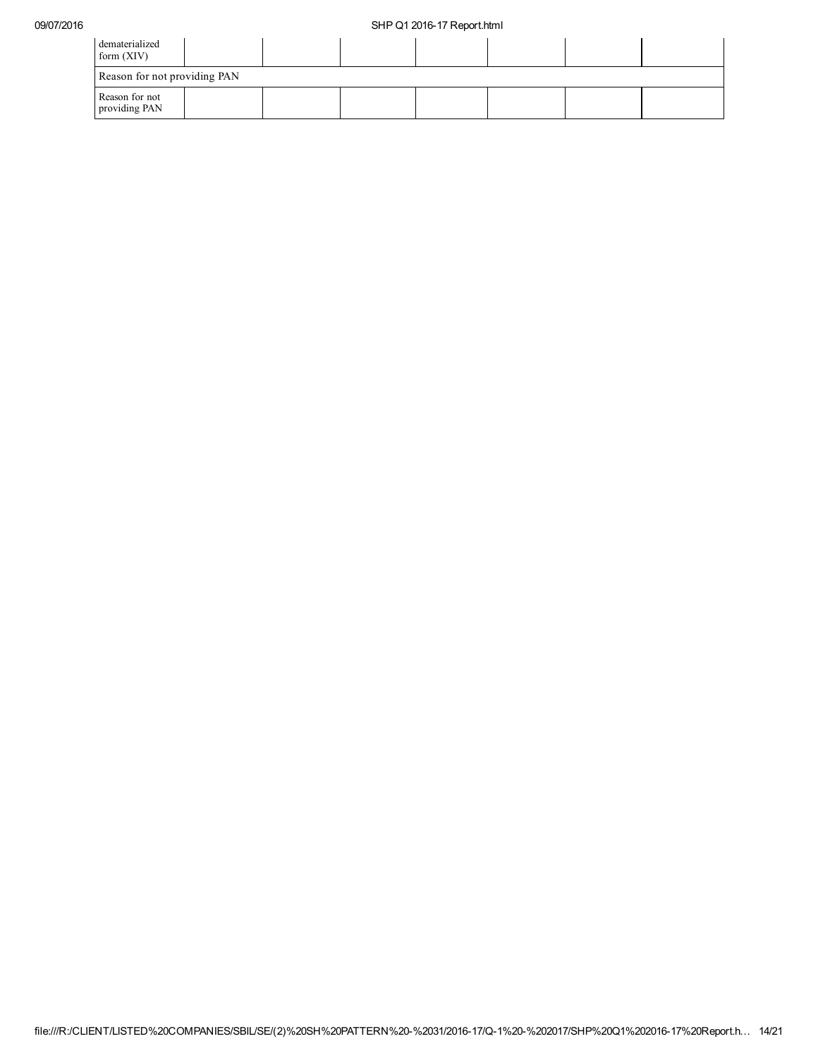| | | | | | | | |
|---|---|---|---|---|---|---|---|
| dematerialized form (XIV) | | | | | | | |
| Reason for not providing PAN | | | | | | | |
| Reason for not providing PAN | | | | | | | |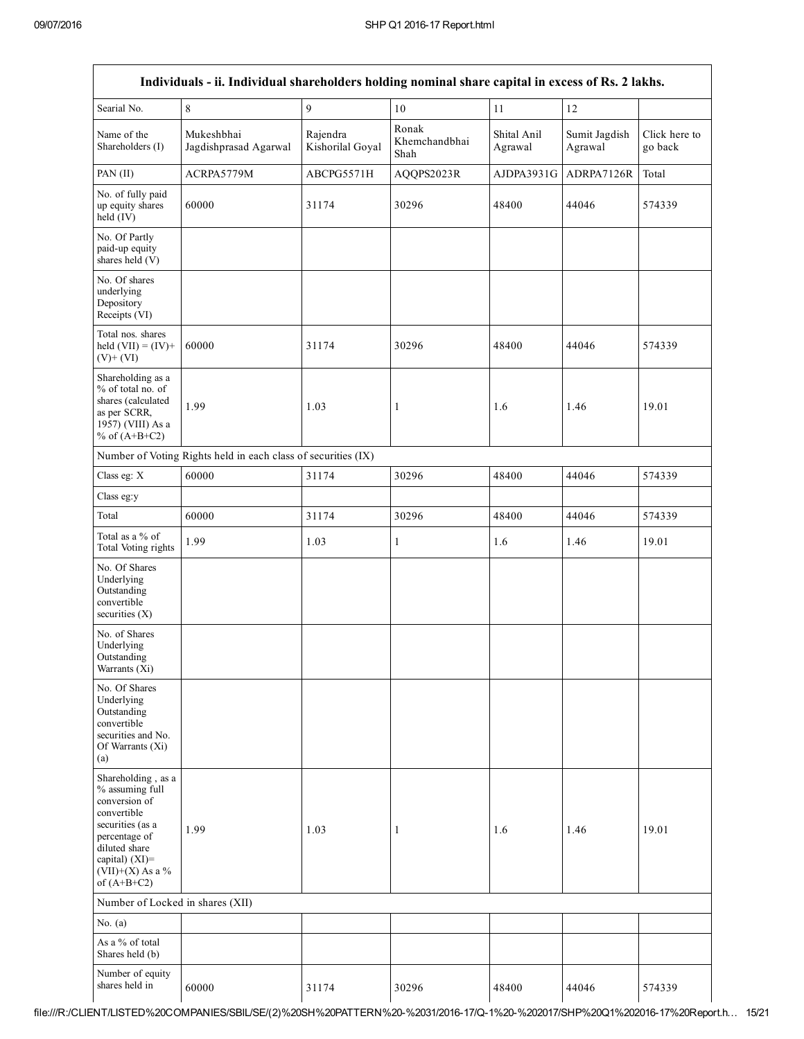| Individuals - ii. Individual shareholders holding nominal share capital in excess of Rs. 2 lakhs. | | | | | | |
|---|---|---|---|---|---|---|
| Searial No. | 8 | 9 | 10 | 11 | 12 | |
| Name of the Shareholders (I) | Mukeshbhai Jagdishprasad Agarwal | Rajendra Kishorilal Goyal | Ronak Khemchandbhai Shah | Shital Anil Agrawal | Sumit Jagdish Agrawal | Click here to go back |
| PAN (II) | ACRPA5779M | ABCPG5571H | AQQPS2023R | AJDPA3931G | ADRPA7126R | Total |
| No. of fully paid up equity shares held (IV) | 60000 | 31174 | 30296 | 48400 | 44046 | 574339 |
| No. Of Partly paid-up equity shares held (V) | | | | | | |
| No. Of shares underlying Depository Receipts (VI) | | | | | | |
| Total nos. shares held (VII) = (IV)+ (V)+ (VI) | 60000 | 31174 | 30296 | 48400 | 44046 | 574339 |
| Shareholding as a % of total no. of shares (calculated as per SCRR, 1957) (VIII) As a % of (A+B+C2) | 1.99 | 1.03 | 1 | 1.6 | 1.46 | 19.01 |
| Number of Voting Rights held in each class of securities (IX) | | | | | | |
| Class eg: X | 60000 | 31174 | 30296 | 48400 | 44046 | 574339 |
| Class eg:y | | | | | | |
| Total | 60000 | 31174 | 30296 | 48400 | 44046 | 574339 |
| Total as a % of Total Voting rights | 1.99 | 1.03 | 1 | 1.6 | 1.46 | 19.01 |
| No. Of Shares Underlying Outstanding convertible securities (X) | | | | | | |
| No. of Shares Underlying Outstanding Warrants (Xi) | | | | | | |
| No. Of Shares Underlying Outstanding convertible securities and No. Of Warrants (Xi) (a) | | | | | | |
| Shareholding , as a % assuming full conversion of convertible securities (as a percentage of diluted share capital) (XI)= (VII)+(X) As a % of (A+B+C2) | 1.99 | 1.03 | 1 | 1.6 | 1.46 | 19.01 |
| Number of Locked in shares (XII) | | | | | | |
| No. (a) | | | | | | |
| As a % of total Shares held (b) | | | | | | |
| Number of equity shares held in | 60000 | 31174 | 30296 | 48400 | 44046 | 574339 |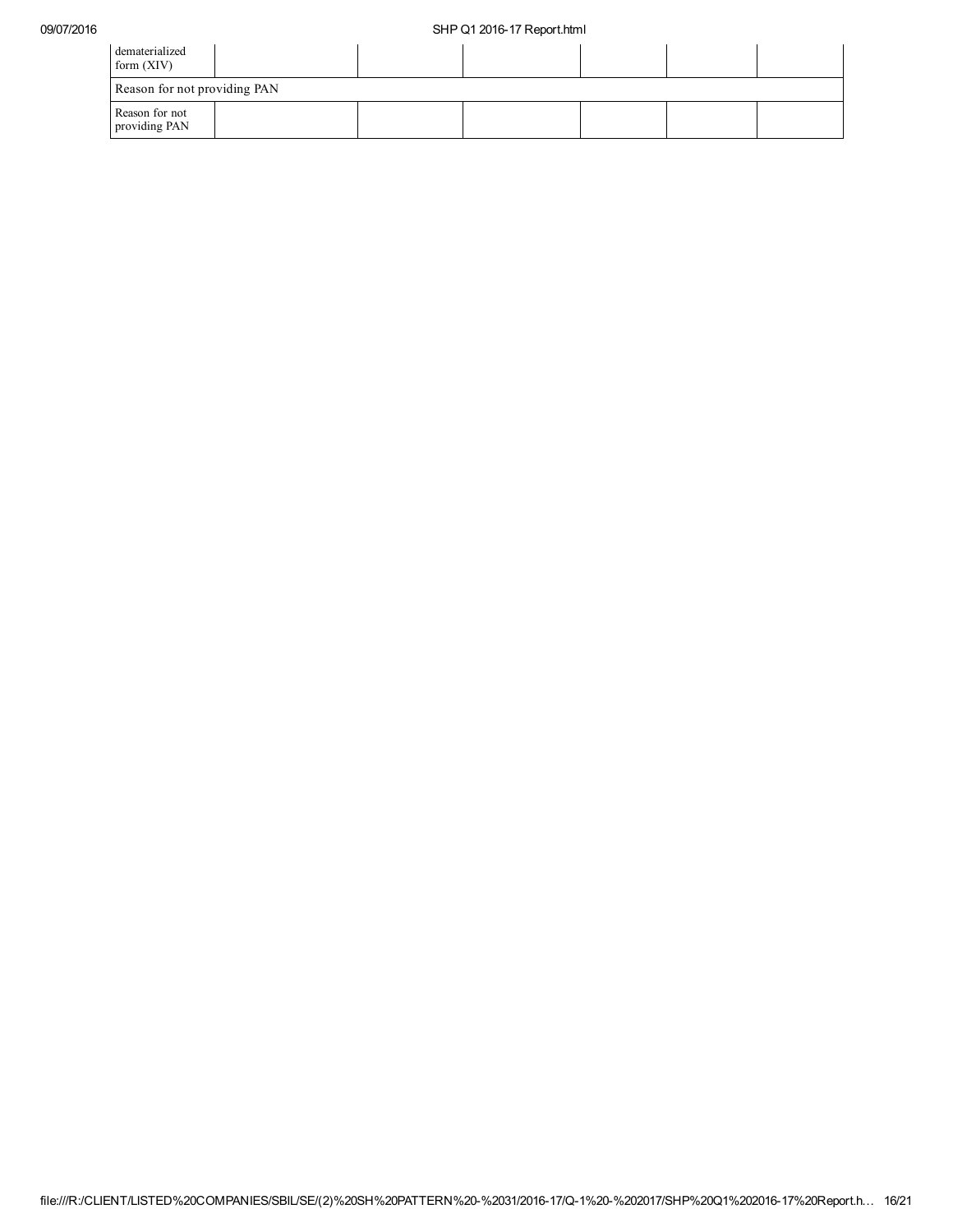| dematerialized form (XIV) | | | | | | |
|---|---|---|---|---|---|---|
| Reason for not providing PAN | | | | | | |
| Reason for not providing PAN | | | | | | |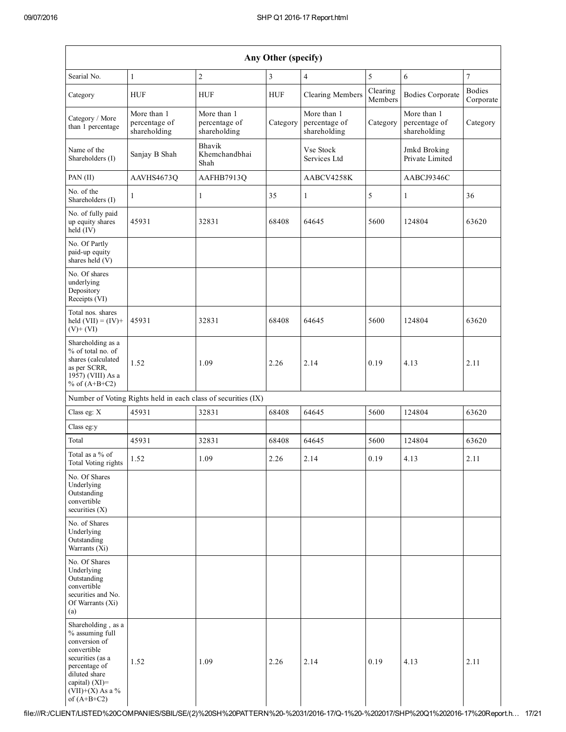| Any Other (specify) | | | | | | | |
|---|---|---|---|---|---|---|---|
| Searial No. | 1 | 2 | 3 | 4 | 5 | 6 | 7 |
| Category | HUF | HUF | HUF | Clearing Members | Clearing Members | Bodies Corporate | Bodies Corporate |
| Category / More than 1 percentage | More than 1 percentage of shareholding | More than 1 percentage of shareholding | Category | More than 1 percentage of shareholding | Category | More than 1 percentage of shareholding | Category |
| Name of the Shareholders (I) | Sanjay B Shah | Bhavik Khemchandbhai Shah | | Vse Stock Services Ltd | | Jmkd Broking Private Limited | |
| PAN (II) | AAVHS4673Q | AAFHB7913Q | | AABCV4258K | | AABCJ9346C | |
| No. of the Shareholders (I) | 1 | 1 | 35 | 1 | 5 | 1 | 36 |
| No. of fully paid up equity shares held (IV) | 45931 | 32831 | 68408 | 64645 | 5600 | 124804 | 63620 |
| No. Of Partly paid-up equity shares held (V) | | | | | | | |
| No. Of shares underlying Depository Receipts (VI) | | | | | | | |
| Total nos. shares held (VII) = (IV)+ (V)+ (VI) | 45931 | 32831 | 68408 | 64645 | 5600 | 124804 | 63620 |
| Shareholding as a % of total no. of shares (calculated as per SCRR, 1957) (VIII) As a % of (A+B+C2) | 1.52 | 1.09 | 2.26 | 2.14 | 0.19 | 4.13 | 2.11 |
| Number of Voting Rights held in each class of securities (IX) | | | | | | | |
| Class eg: X | 45931 | 32831 | 68408 | 64645 | 5600 | 124804 | 63620 |
| Class eg:y | | | | | | | |
| Total | 45931 | 32831 | 68408 | 64645 | 5600 | 124804 | 63620 |
| Total as a % of Total Voting rights | 1.52 | 1.09 | 2.26 | 2.14 | 0.19 | 4.13 | 2.11 |
| No. Of Shares Underlying Outstanding convertible securities (X) | | | | | | | |
| No. of Shares Underlying Outstanding Warrants (Xi) | | | | | | | |
| No. Of Shares Underlying Outstanding convertible securities and No. Of Warrants (Xi) (a) | | | | | | | |
| Shareholding , as a % assuming full conversion of convertible securities (as a percentage of diluted share capital) (XI)= (VII)+(X) As a % of (A+B+C2) | 1.52 | 1.09 | 2.26 | 2.14 | 0.19 | 4.13 | 2.11 |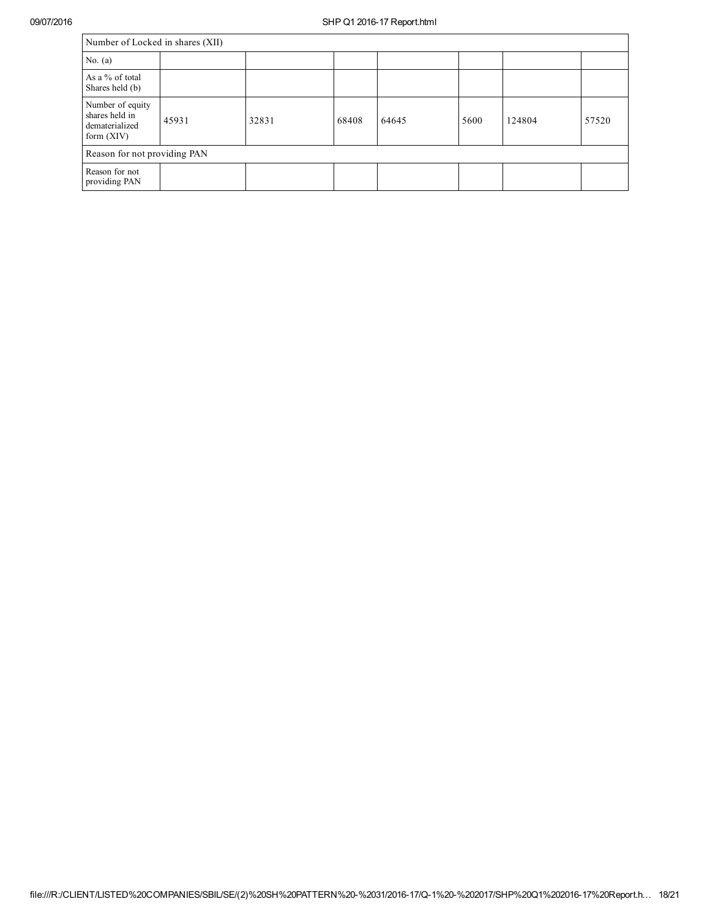| Number of Locked in shares (XII) | | | | | | | |
|---|---|---|---|---|---|---|---|
| No. (a) | | | | | | | |
| As a % of total Shares held (b) | | | | | | | |
| Number of equity shares held in dematerialized form (XIV) | 45931 | 32831 | 68408 | 64645 | 5600 | 124804 | 57520 |
| Reason for not providing PAN | | | | | | | |
| Reason for not providing PAN | | | | | | | |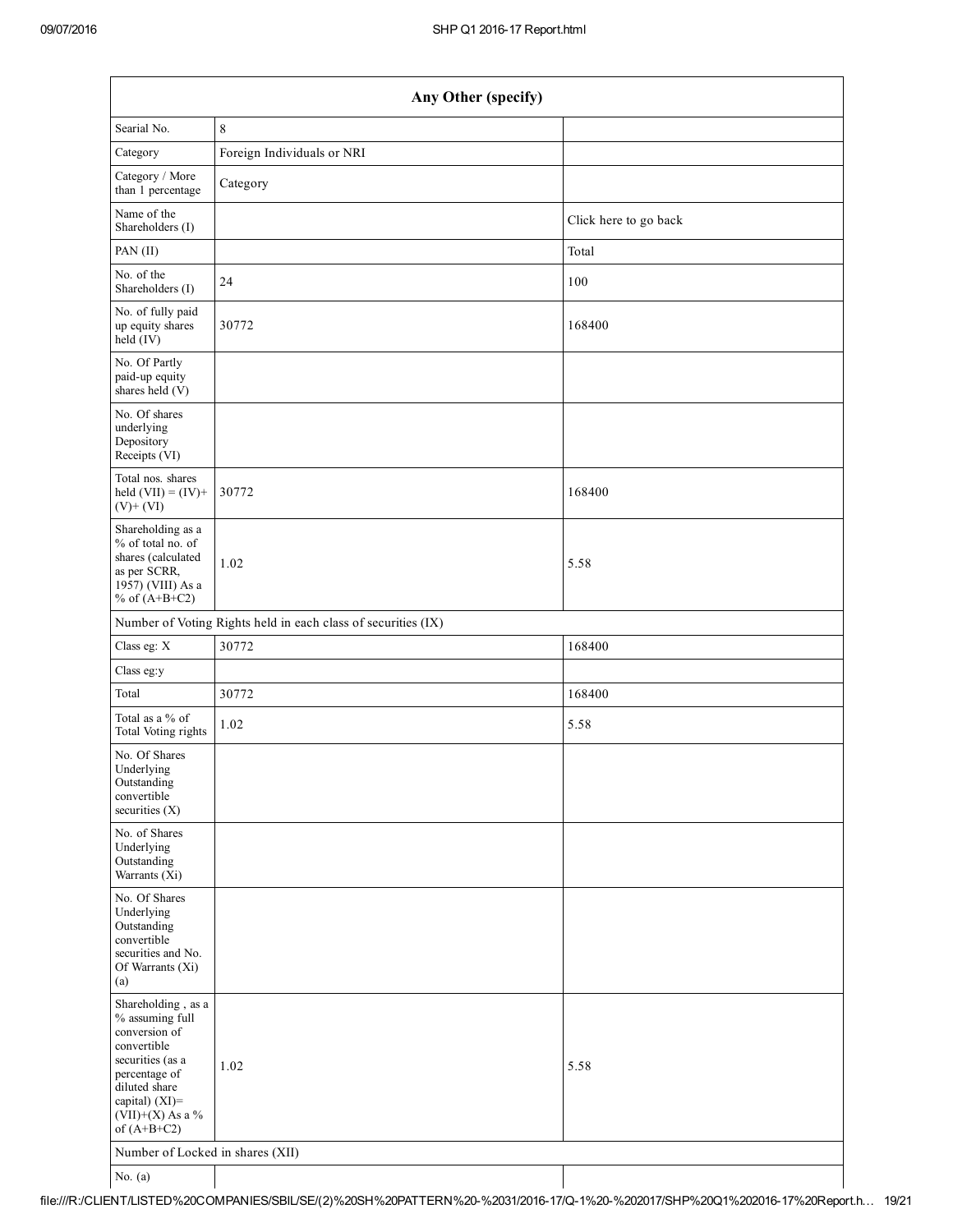| Any Other (specify) | | |
|---|---|---|
| Searial No. | 8 | |
| Category | Foreign Individuals or NRI | |
| Category / More than 1 percentage | Category | |
| Name of the Shareholders (I) | | Click here to go back |
| PAN (II) | | Total |
| No. of the Shareholders (I) | 24 | 100 |
| No. of fully paid up equity shares held (IV) | 30772 | 168400 |
| No. Of Partly paid-up equity shares held (V) | | |
| No. Of shares underlying Depository Receipts (VI) | | |
| Total nos. shares held (VII) = (IV)+ (V)+ (VI) | 30772 | 168400 |
| Shareholding as a % of total no. of shares (calculated as per SCRR, 1957) (VIII) As a % of (A+B+C2) | 1.02 | 5.58 |
| Number of Voting Rights held in each class of securities (IX) | | |
| Class eg: X | 30772 | 168400 |
| Class eg:y | | |
| Total | 30772 | 168400 |
| Total as a % of Total Voting rights | 1.02 | 5.58 |
| No. Of Shares Underlying Outstanding convertible securities (X) | | |
| No. of Shares Underlying Outstanding Warrants (Xi) | | |
| No. Of Shares Underlying Outstanding convertible securities and No. Of Warrants (Xi) (a) | | |
| Shareholding , as a % assuming full conversion of convertible securities (as a percentage of diluted share capital) (XI)= (VII)+(X) As a % of (A+B+C2) | 1.02 | 5.58 |
| Number of Locked in shares (XII) | | |
| No. (a) | | |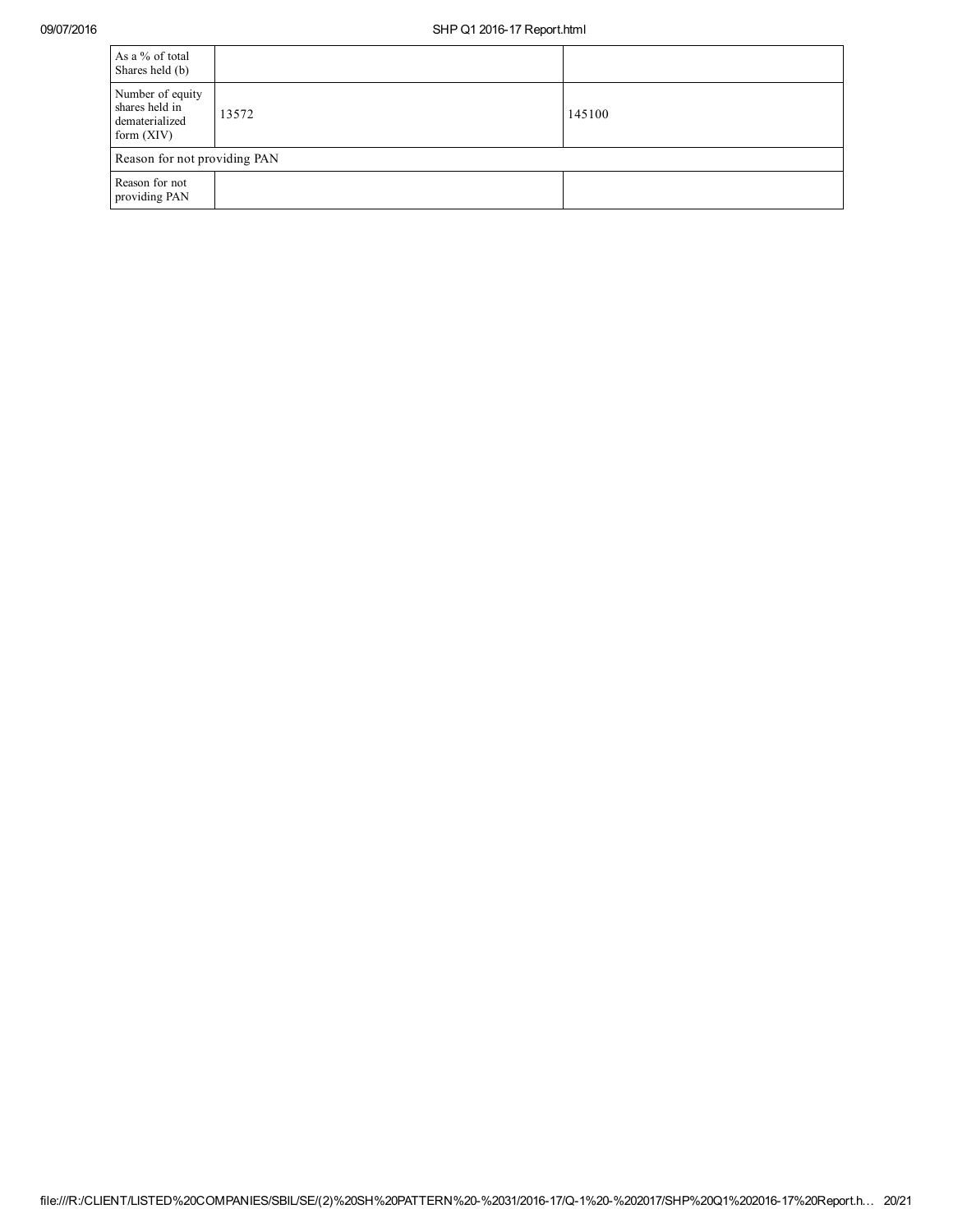| | | |
|---|---|---|
| As a % of total Shares held (b) | | |
| Number of equity shares held in dematerialized form (XIV) | 13572 | 145100 |
| Reason for not providing PAN | | |
| Reason for not providing PAN | | |